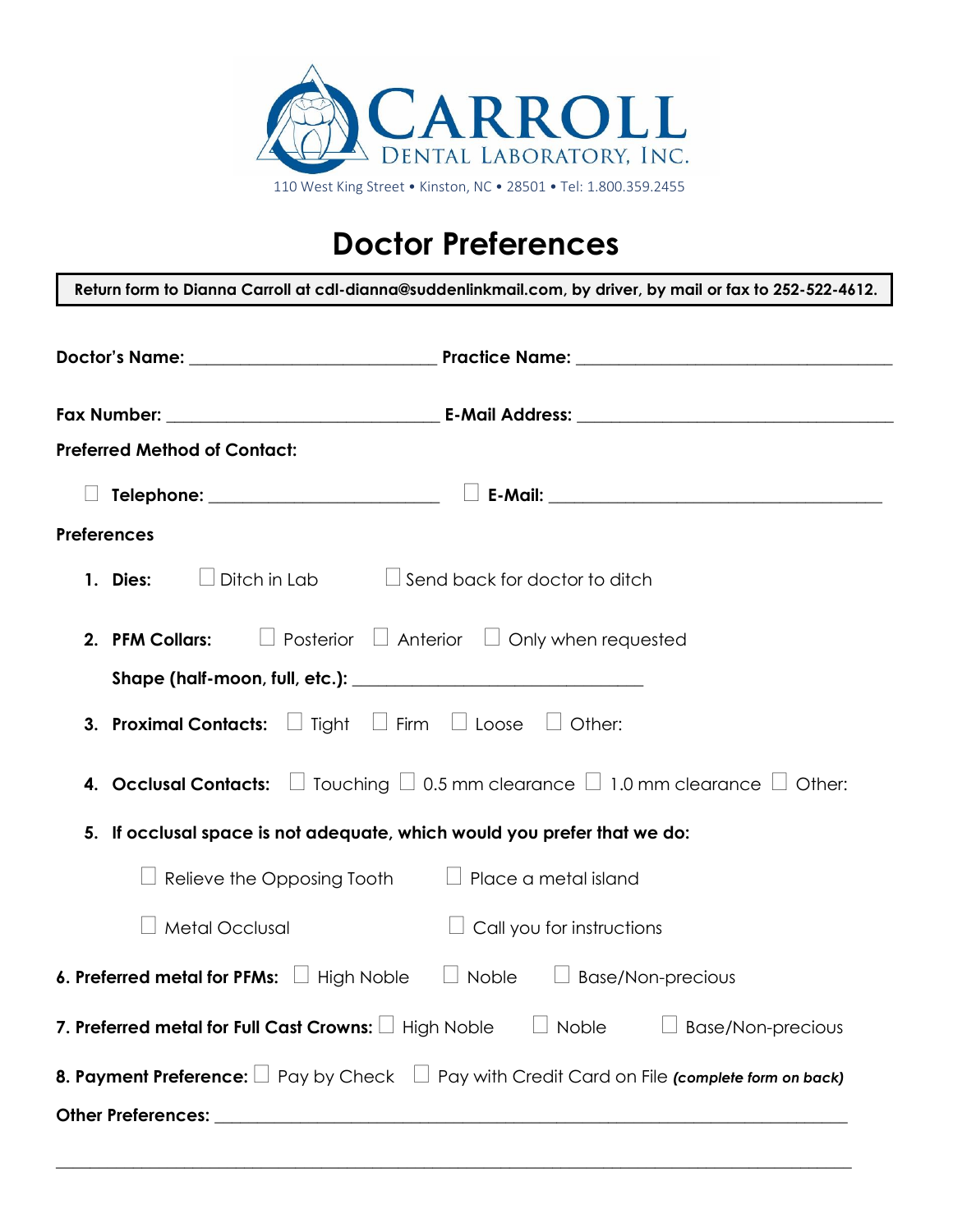# CARROLL DENTAL LABORATORY, INC.

110 West King Street • Kinston, NC • 28501 • Tel: 1.800.359.2455

# Doctor Preferences

**Return form to Dianna Carroll at cdl-dianna@suddenlinkmail.com, by driver, by mail or fax to 252-522-4612.**

**Doctor's Name:** ____________________________ **Practice Name:** ____________________________________

**Fax Number:** _______________________________ **E-Mail Address:** ____________________________________

**Preferred Method of Contact:**

☐ **Telephone:** __________________________ ☐ **E-Mail:** ______________________________________

**Preferences**

1. **Dies:** ☐ Ditch in Lab ☐ Send back for doctor to ditch

2. **PFM Collars:** ☐ Posterior ☐ Anterior ☐ Only when requested

   **Shape (half-moon, full, etc.):** ________________________________

3. **Proximal Contacts:** ☐ Tight ☐ Firm ☐ Loose ☐ Other:

4. **Occlusal Contacts:** ☐ Touching ☐ 0.5 mm clearance ☐ 1.0 mm clearance ☐ Other:

5. **If occlusal space is not adequate, which would you prefer that we do:**

   ☐ Relieve the Opposing Tooth ☐ Place a metal island

   ☐ Metal Occlusal ☐ Call you for instructions

**6. Preferred metal for PFMs:** ☐ High Noble ☐ Noble ☐ Base/Non-precious

**7. Preferred metal for Full Cast Crowns:** ☐ High Noble ☐ Noble ☐ Base/Non-precious

**8. Payment Preference:** ☐ Pay by Check ☐ Pay with Credit Card on File ***(complete form on back)***

**Other Preferences:** ________________________________________________________________________

______________________________________________________________________________________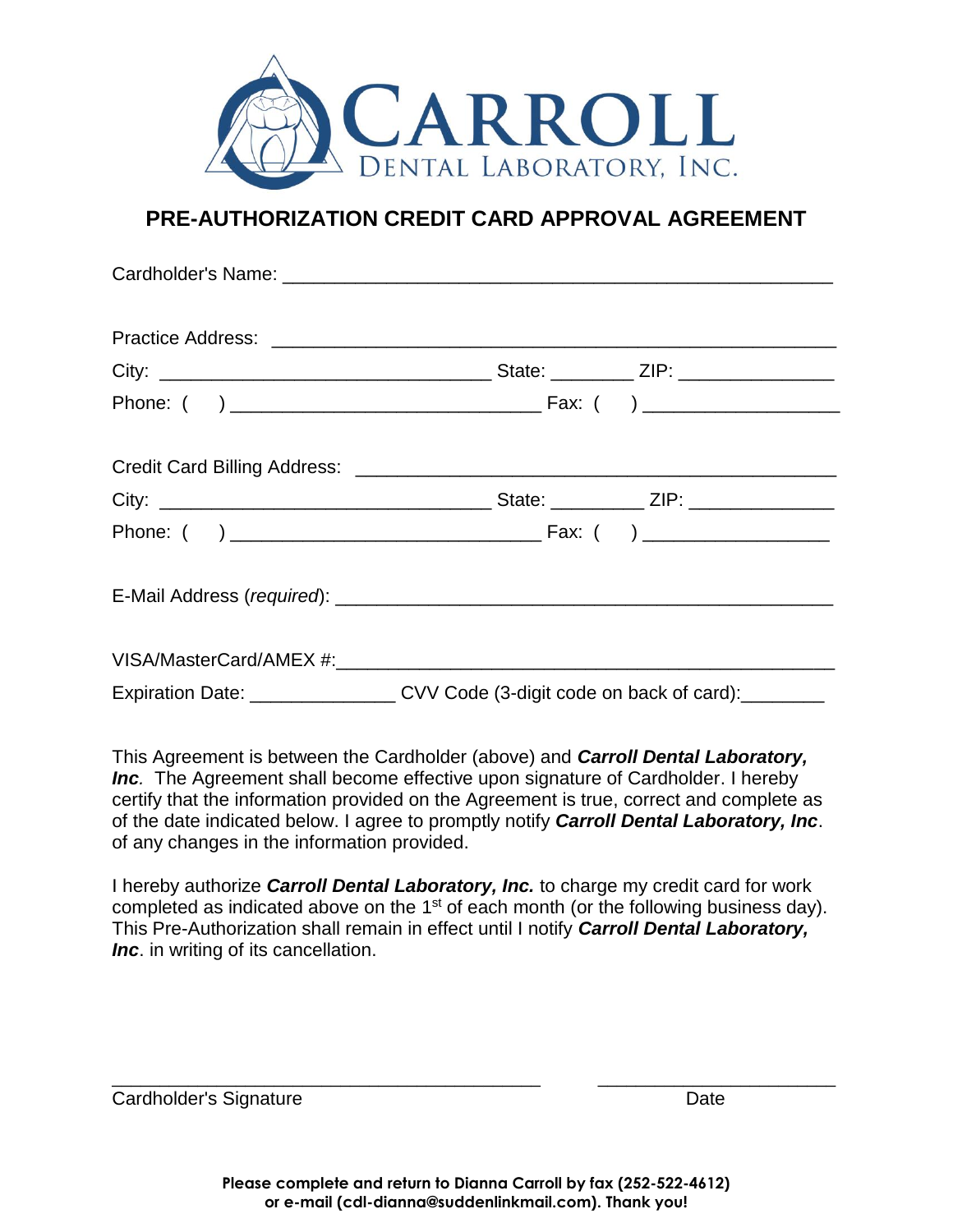# CARROLL
DENTAL LABORATORY, INC.

## PRE-AUTHORIZATION CREDIT CARD APPROVAL AGREEMENT

Cardholder's Name: ____________________________________________________

Practice Address: ____________________________________________________

City: ________________________________ State: ________ ZIP: _______________

Phone: ( ) ______________________________ Fax: ( ) __________________

Credit Card Billing Address: ______________________________________________

City: ________________________________ State: _________ ZIP: ______________

Phone: ( ) ______________________________ Fax: ( ) _________________

E-Mail Address (*required*): _______________________________________________

VISA/MasterCard/AMEX #:_________________________________________________

Expiration Date: ______________ CVV Code (3-digit code on back of card):________

This Agreement is between the Cardholder (above) and ***Carroll Dental Laboratory, Inc***. The Agreement shall become effective upon signature of Cardholder. I hereby certify that the information provided on the Agreement is true, correct and complete as of the date indicated below. I agree to promptly notify ***Carroll Dental Laboratory, Inc***. of any changes in the information provided.

I hereby authorize ***Carroll Dental Laboratory, Inc.*** to charge my credit card for work completed as indicated above on the 1st of each month (or the following business day). This Pre-Authorization shall remain in effect until I notify ***Carroll Dental Laboratory, Inc***. in writing of its cancellation.

__________________________________________ ______________________

Cardholder's Signature Date

**Please complete and return to Dianna Carroll by fax (252-522-4612) or e-mail (cdl-dianna@suddenlinkmail.com). Thank you!**